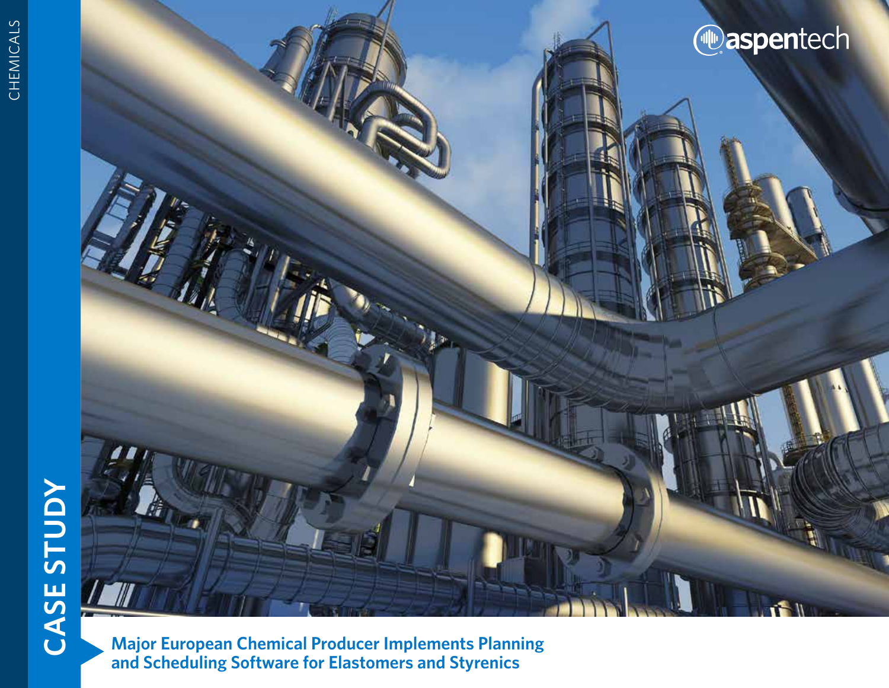CHEMICALS

CASE STUDY

aspentech

# Major European Chemical Producer Implements Planning and Scheduling Software for Elastomers and Styrenics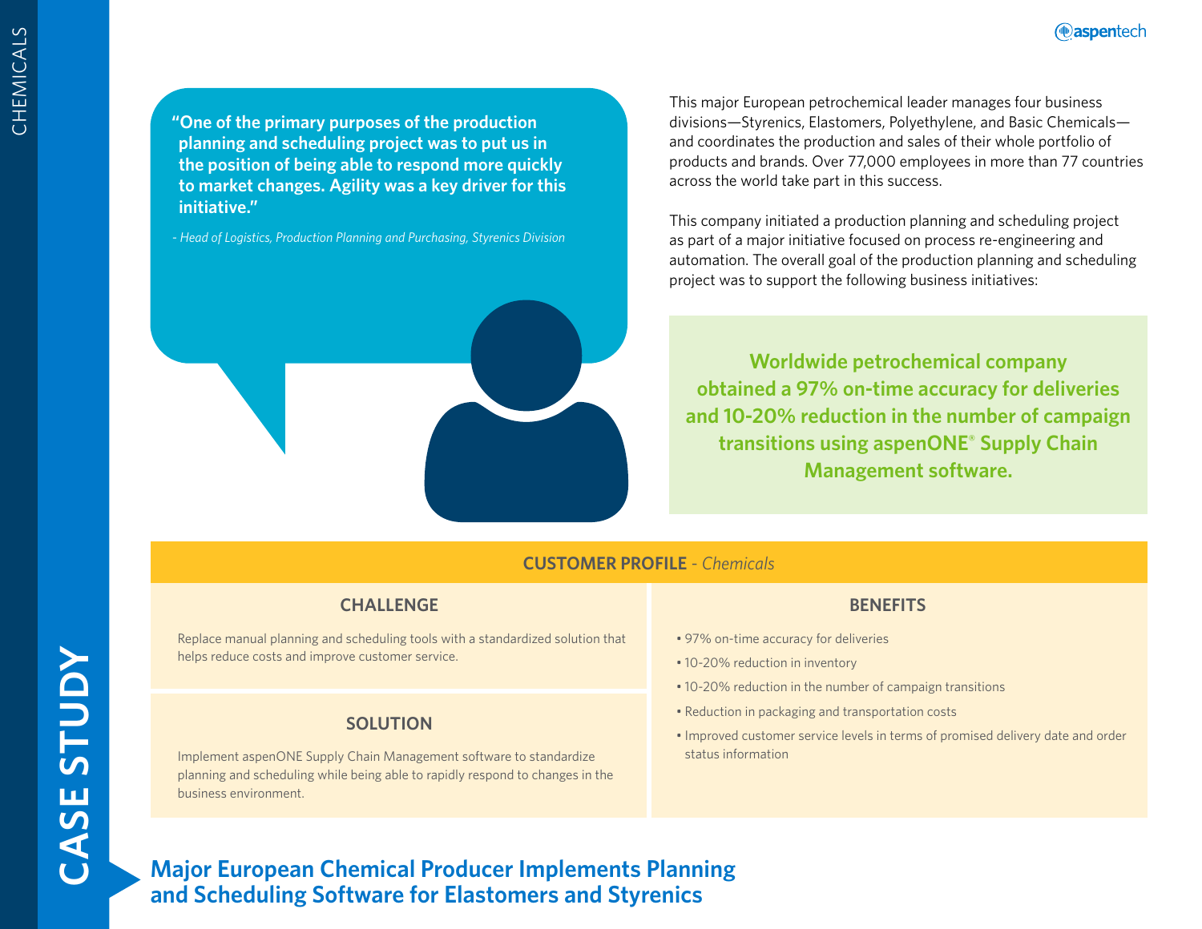# Major European Chemical Producer Implements Planning and Scheduling Software for Elastomers and Styrenics

> **"One of the primary purposes of the production planning and scheduling project was to put us in the position of being able to respond more quickly to market changes. Agility was a key driver for this initiative."**
>
> *- Head of Logistics, Production Planning and Purchasing, Styrenics Division*

This major European petrochemical leader manages four business divisions—Styrenics, Elastomers, Polyethylene, and Basic Chemicals—and coordinates the production and sales of their whole portfolio of products and brands. Over 77,000 employees in more than 77 countries across the world take part in this success.

This company initiated a production planning and scheduling project as part of a major initiative focused on process re-engineering and automation. The overall goal of the production planning and scheduling project was to support the following business initiatives:

**Worldwide petrochemical company obtained a 97% on-time accuracy for deliveries and 10-20% reduction in the number of campaign transitions using aspenONE® Supply Chain Management software.**

## CUSTOMER PROFILE - *Chemicals*

### CHALLENGE

Replace manual planning and scheduling tools with a standardized solution that helps reduce costs and improve customer service.

### SOLUTION

Implement aspenONE Supply Chain Management software to standardize planning and scheduling while being able to rapidly respond to changes in the business environment.

### BENEFITS

- 97% on-time accuracy for deliveries
- 10-20% reduction in inventory
- 10-20% reduction in the number of campaign transitions
- Reduction in packaging and transportation costs
- Improved customer service levels in terms of promised delivery date and order status information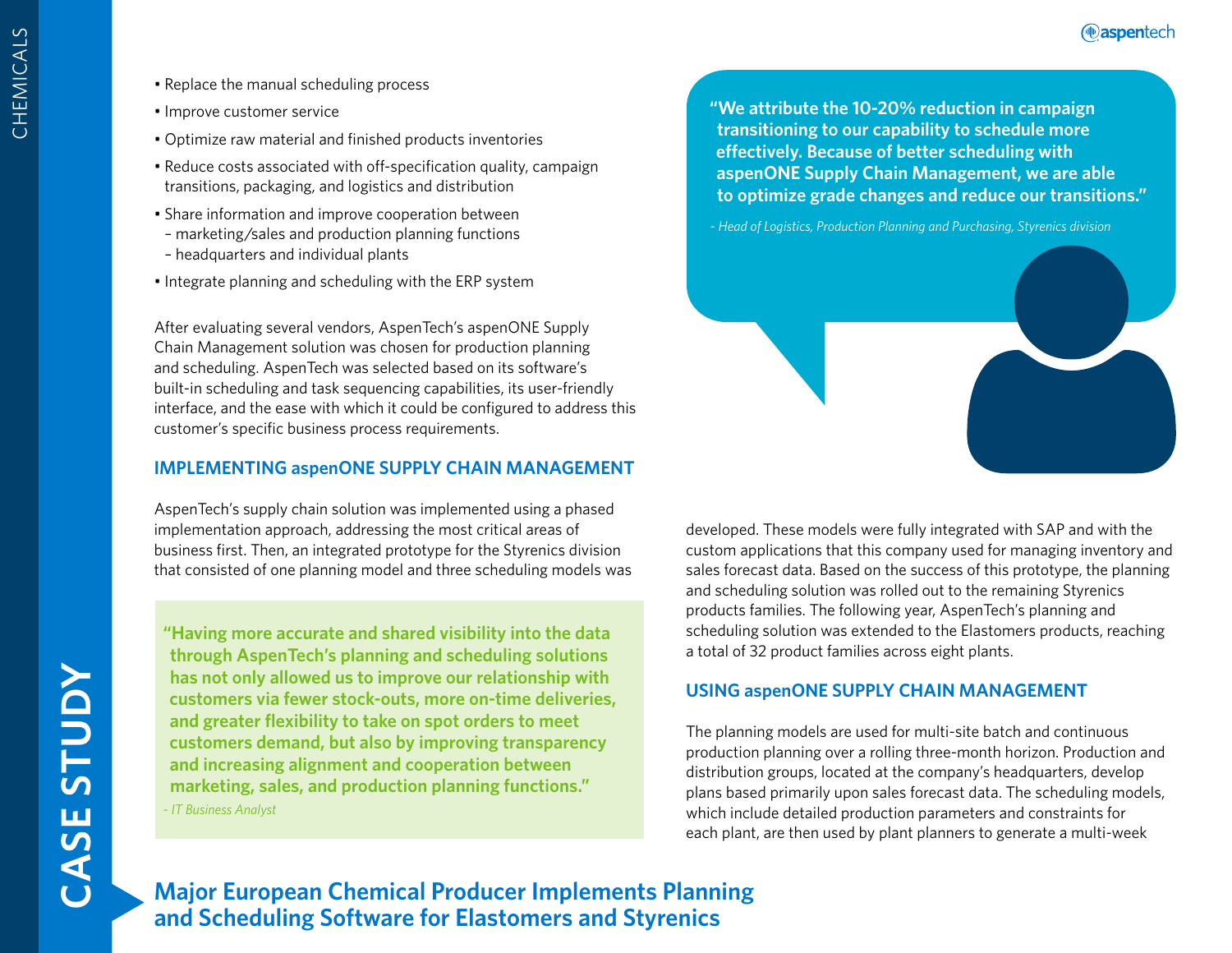- Replace the manual scheduling process
- Improve customer service
- Optimize raw material and finished products inventories
- Reduce costs associated with off-specification quality, campaign transitions, packaging, and logistics and distribution
- Share information and improve cooperation between
  - marketing/sales and production planning functions
  - headquarters and individual plants
- Integrate planning and scheduling with the ERP system

After evaluating several vendors, AspenTech's aspenONE Supply Chain Management solution was chosen for production planning and scheduling. AspenTech was selected based on its software's built-in scheduling and task sequencing capabilities, its user-friendly interface, and the ease with which it could be configured to address this customer's specific business process requirements.

## IMPLEMENTING aspenONE SUPPLY CHAIN MANAGEMENT

AspenTech's supply chain solution was implemented using a phased implementation approach, addressing the most critical areas of business first. Then, an integrated prototype for the Styrenics division that consisted of one planning model and three scheduling models was developed. These models were fully integrated with SAP and with the custom applications that this company used for managing inventory and sales forecast data. Based on the success of this prototype, the planning and scheduling solution was rolled out to the remaining Styrenics products families. The following year, AspenTech's planning and scheduling solution was extended to the Elastomers products, reaching a total of 32 product families across eight plants.

> **"Having more accurate and shared visibility into the data through AspenTech's planning and scheduling solutions has not only allowed us to improve our relationship with customers via fewer stock-outs, more on-time deliveries, and greater flexibility to take on spot orders to meet customers demand, but also by improving transparency and increasing alignment and cooperation between marketing, sales, and production planning functions."**
>
> *- IT Business Analyst*

> **"We attribute the 10-20% reduction in campaign transitioning to our capability to schedule more effectively. Because of better scheduling with aspenONE Supply Chain Management, we are able to optimize grade changes and reduce our transitions."**
>
> *- Head of Logistics, Production Planning and Purchasing, Styrenics division*

## USING aspenONE SUPPLY CHAIN MANAGEMENT

The planning models are used for multi-site batch and continuous production planning over a rolling three-month horizon. Production and distribution groups, located at the company's headquarters, develop plans based primarily upon sales forecast data. The scheduling models, which include detailed production parameters and constraints for each plant, are then used by plant planners to generate a multi-week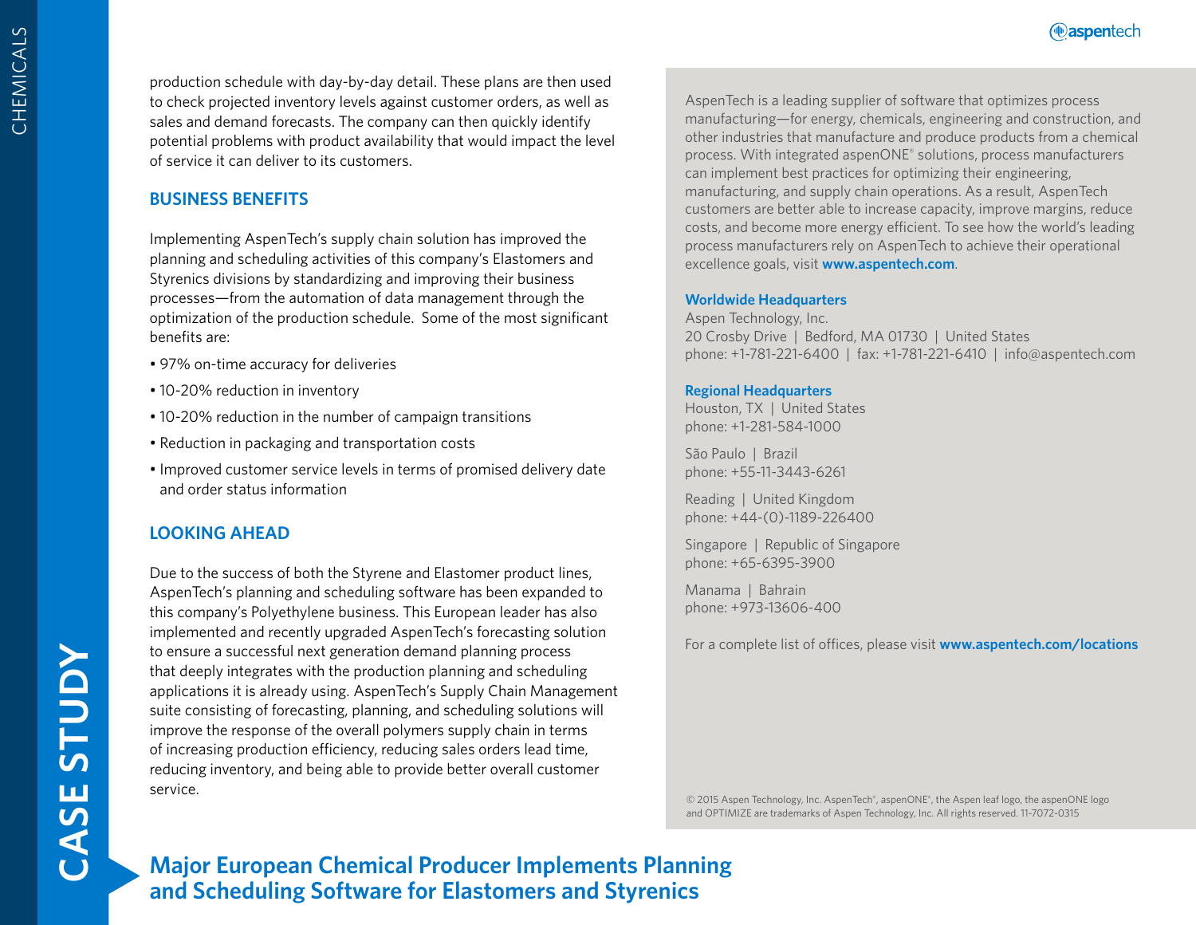production schedule with day-by-day detail. These plans are then used to check projected inventory levels against customer orders, as well as sales and demand forecasts. The company can then quickly identify potential problems with product availability that would impact the level of service it can deliver to its customers.

## BUSINESS BENEFITS

Implementing AspenTech's supply chain solution has improved the planning and scheduling activities of this company's Elastomers and Styrenics divisions by standardizing and improving their business processes—from the automation of data management through the optimization of the production schedule. Some of the most significant benefits are:

- 97% on-time accuracy for deliveries
- 10-20% reduction in inventory
- 10-20% reduction in the number of campaign transitions
- Reduction in packaging and transportation costs
- Improved customer service levels in terms of promised delivery date and order status information

## LOOKING AHEAD

Due to the success of both the Styrene and Elastomer product lines, AspenTech's planning and scheduling software has been expanded to this company's Polyethylene business. This European leader has also implemented and recently upgraded AspenTech's forecasting solution to ensure a successful next generation demand planning process that deeply integrates with the production planning and scheduling applications it is already using. AspenTech's Supply Chain Management suite consisting of forecasting, planning, and scheduling solutions will improve the response of the overall polymers supply chain in terms of increasing production efficiency, reducing sales orders lead time, reducing inventory, and being able to provide better overall customer service.

AspenTech is a leading supplier of software that optimizes process manufacturing—for energy, chemicals, engineering and construction, and other industries that manufacture and produce products from a chemical process. With integrated aspenONE® solutions, process manufacturers can implement best practices for optimizing their engineering, manufacturing, and supply chain operations. As a result, AspenTech customers are better able to increase capacity, improve margins, reduce costs, and become more energy efficient. To see how the world's leading process manufacturers rely on AspenTech to achieve their operational excellence goals, visit **www.aspentech.com**.

**Worldwide Headquarters**
Aspen Technology, Inc.
20 Crosby Drive | Bedford, MA 01730 | United States
phone: +1-781-221-6400 | fax: +1-781-221-6410 | info@aspentech.com

**Regional Headquarters**
Houston, TX | United States
phone: +1-281-584-1000

São Paulo | Brazil
phone: +55-11-3443-6261

Reading | United Kingdom
phone: +44-(0)-1189-226400

Singapore | Republic of Singapore
phone: +65-6395-3900

Manama | Bahrain
phone: +973-13606-400

For a complete list of offices, please visit **www.aspentech.com/locations**

© 2015 Aspen Technology, Inc. AspenTech®, aspenONE®, the Aspen leaf logo, the aspenONE logo and OPTIMIZE are trademarks of Aspen Technology, Inc. All rights reserved. 11-7072-0315